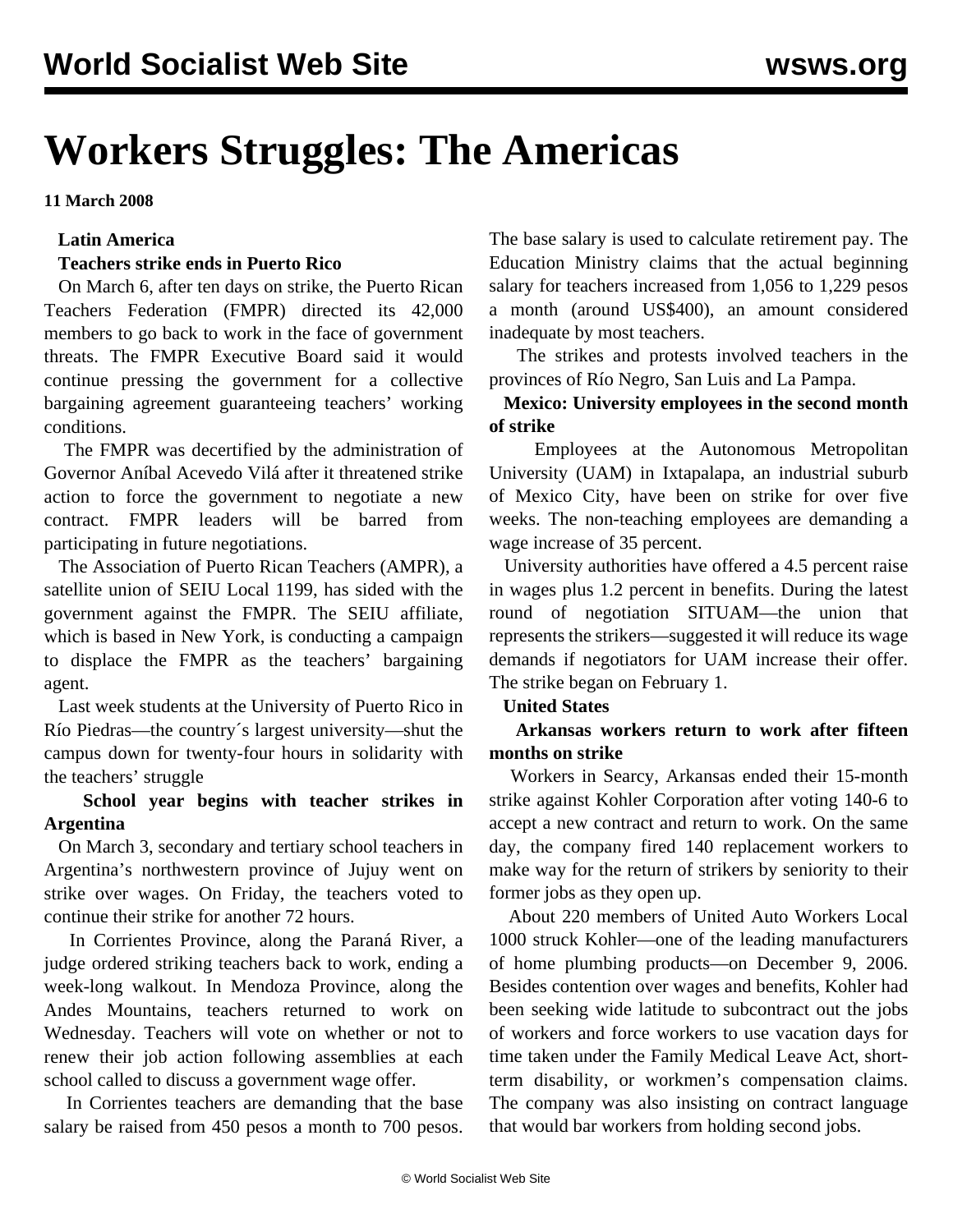# Workers Struggles: The Americas

**11 March 2008**

**Latin America**

**Teachers strike ends in Puerto Rico**

On March 6, after ten days on strike, the Puerto Rican Teachers Federation (FMPR) directed its 42,000 members to go back to work in the face of government threats. The FMPR Executive Board said it would continue pressing the government for a collective bargaining agreement guaranteeing teachers' working conditions.

The FMPR was decertified by the administration of Governor Aníbal Acevedo Vilá after it threatened strike action to force the government to negotiate a new contract. FMPR leaders will be barred from participating in future negotiations.

The Association of Puerto Rican Teachers (AMPR), a satellite union of SEIU Local 1199, has sided with the government against the FMPR. The SEIU affiliate, which is based in New York, is conducting a campaign to displace the FMPR as the teachers' bargaining agent.

Last week students at the University of Puerto Rico in Río Piedras—the country´s largest university—shut the campus down for twenty-four hours in solidarity with the teachers' struggle

**School year begins with teacher strikes in Argentina**

On March 3, secondary and tertiary school teachers in Argentina's northwestern province of Jujuy went on strike over wages. On Friday, the teachers voted to continue their strike for another 72 hours.

In Corrientes Province, along the Paraná River, a judge ordered striking teachers back to work, ending a week-long walkout. In Mendoza Province, along the Andes Mountains, teachers returned to work on Wednesday. Teachers will vote on whether or not to renew their job action following assemblies at each school called to discuss a government wage offer.

In Corrientes teachers are demanding that the base salary be raised from 450 pesos a month to 700 pesos. The base salary is used to calculate retirement pay. The Education Ministry claims that the actual beginning salary for teachers increased from 1,056 to 1,229 pesos a month (around US$400), an amount considered inadequate by most teachers.

The strikes and protests involved teachers in the provinces of Río Negro, San Luis and La Pampa.

**Mexico: University employees in the second month of strike**

Employees at the Autonomous Metropolitan University (UAM) in Ixtapalapa, an industrial suburb of Mexico City, have been on strike for over five weeks. The non-teaching employees are demanding a wage increase of 35 percent.

University authorities have offered a 4.5 percent raise in wages plus 1.2 percent in benefits. During the latest round of negotiation SITUAM—the union that represents the strikers—suggested it will reduce its wage demands if negotiators for UAM increase their offer. The strike began on February 1.

**United States**

**Arkansas workers return to work after fifteen months on strike**

Workers in Searcy, Arkansas ended their 15-month strike against Kohler Corporation after voting 140-6 to accept a new contract and return to work. On the same day, the company fired 140 replacement workers to make way for the return of strikers by seniority to their former jobs as they open up.

About 220 members of United Auto Workers Local 1000 struck Kohler—one of the leading manufacturers of home plumbing products—on December 9, 2006. Besides contention over wages and benefits, Kohler had been seeking wide latitude to subcontract out the jobs of workers and force workers to use vacation days for time taken under the Family Medical Leave Act, short-term disability, or workmen's compensation claims. The company was also insisting on contract language that would bar workers from holding second jobs.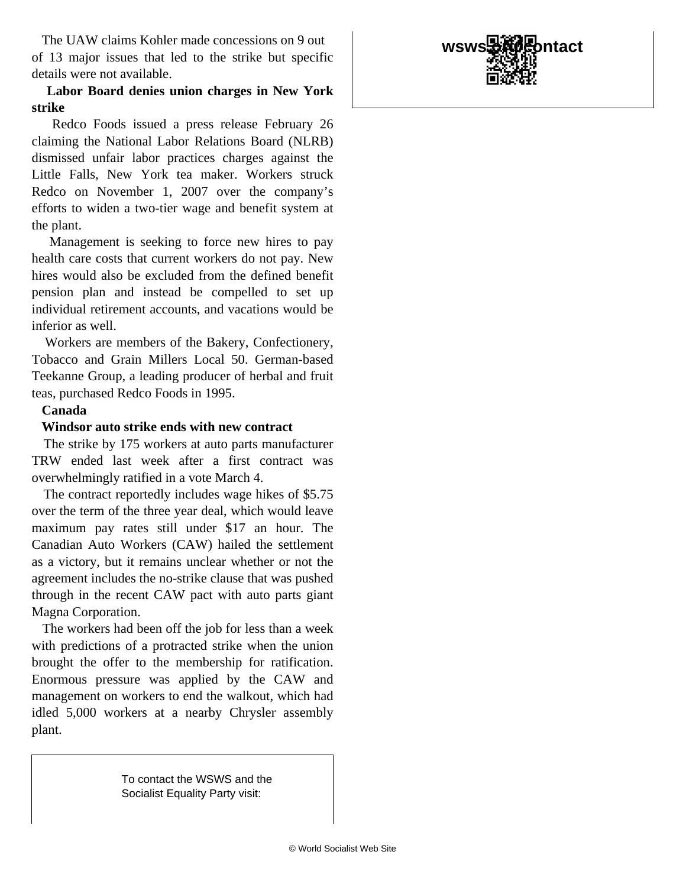The UAW claims Kohler made concessions on 9 out of 13 major issues that led to the strike but specific details were not available.

**Labor Board denies union charges in New York strike**

Redco Foods issued a press release February 26 claiming the National Labor Relations Board (NLRB) dismissed unfair labor practices charges against the Little Falls, New York tea maker. Workers struck Redco on November 1, 2007 over the company's efforts to widen a two-tier wage and benefit system at the plant.

Management is seeking to force new hires to pay health care costs that current workers do not pay. New hires would also be excluded from the defined benefit pension plan and instead be compelled to set up individual retirement accounts, and vacations would be inferior as well.

Workers are members of the Bakery, Confectionery, Tobacco and Grain Millers Local 50. German-based Teekanne Group, a leading producer of herbal and fruit teas, purchased Redco Foods in 1995.

**Canada**

**Windsor auto strike ends with new contract**

The strike by 175 workers at auto parts manufacturer TRW ended last week after a first contract was overwhelmingly ratified in a vote March 4.

The contract reportedly includes wage hikes of $5.75 over the term of the three year deal, which would leave maximum pay rates still under $17 an hour. The Canadian Auto Workers (CAW) hailed the settlement as a victory, but it remains unclear whether or not the agreement includes the no-strike clause that was pushed through in the recent CAW pact with auto parts giant Magna Corporation.

The workers had been off the job for less than a week with predictions of a protracted strike when the union brought the offer to the membership for ratification. Enormous pressure was applied by the CAW and management on workers to end the walkout, which had idled 5,000 workers at a nearby Chrysler assembly plant.

To contact the WSWS and the Socialist Equality Party visit:

**wsws.org/contact**